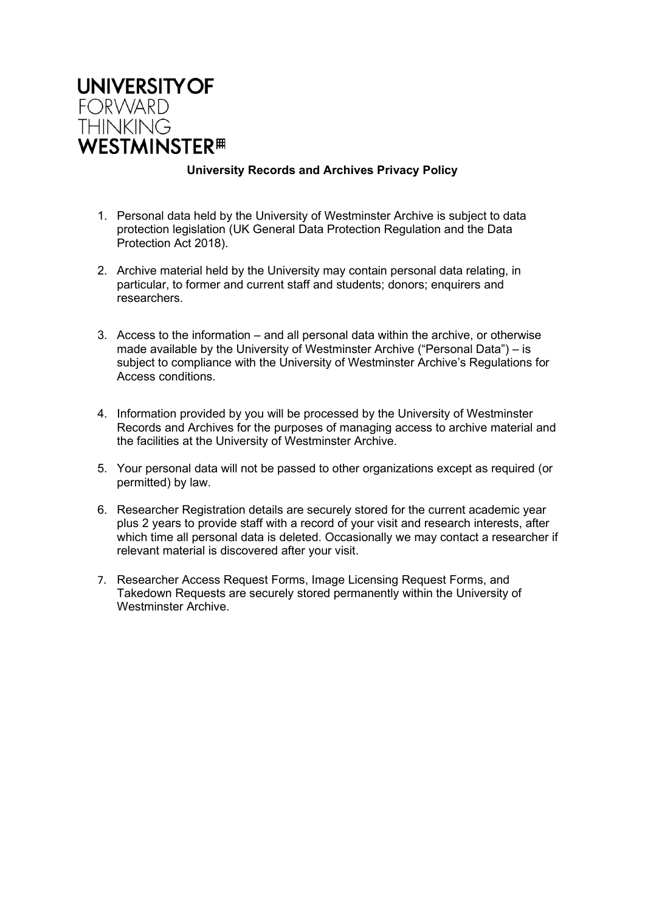UNIVERSITY OF
FORWARD
THINKING
WESTMINSTER

# University Records and Archives Privacy Policy

1. Personal data held by the University of Westminster Archive is subject to data protection legislation (UK General Data Protection Regulation and the Data Protection Act 2018).

2. Archive material held by the University may contain personal data relating, in particular, to former and current staff and students; donors; enquirers and researchers.

3. Access to the information – and all personal data within the archive, or otherwise made available by the University of Westminster Archive ("Personal Data") – is subject to compliance with the University of Westminster Archive's Regulations for Access conditions.

4. Information provided by you will be processed by the University of Westminster Records and Archives for the purposes of managing access to archive material and the facilities at the University of Westminster Archive.

5. Your personal data will not be passed to other organizations except as required (or permitted) by law.

6. Researcher Registration details are securely stored for the current academic year plus 2 years to provide staff with a record of your visit and research interests, after which time all personal data is deleted. Occasionally we may contact a researcher if relevant material is discovered after your visit.

7. Researcher Access Request Forms, Image Licensing Request Forms, and Takedown Requests are securely stored permanently within the University of Westminster Archive.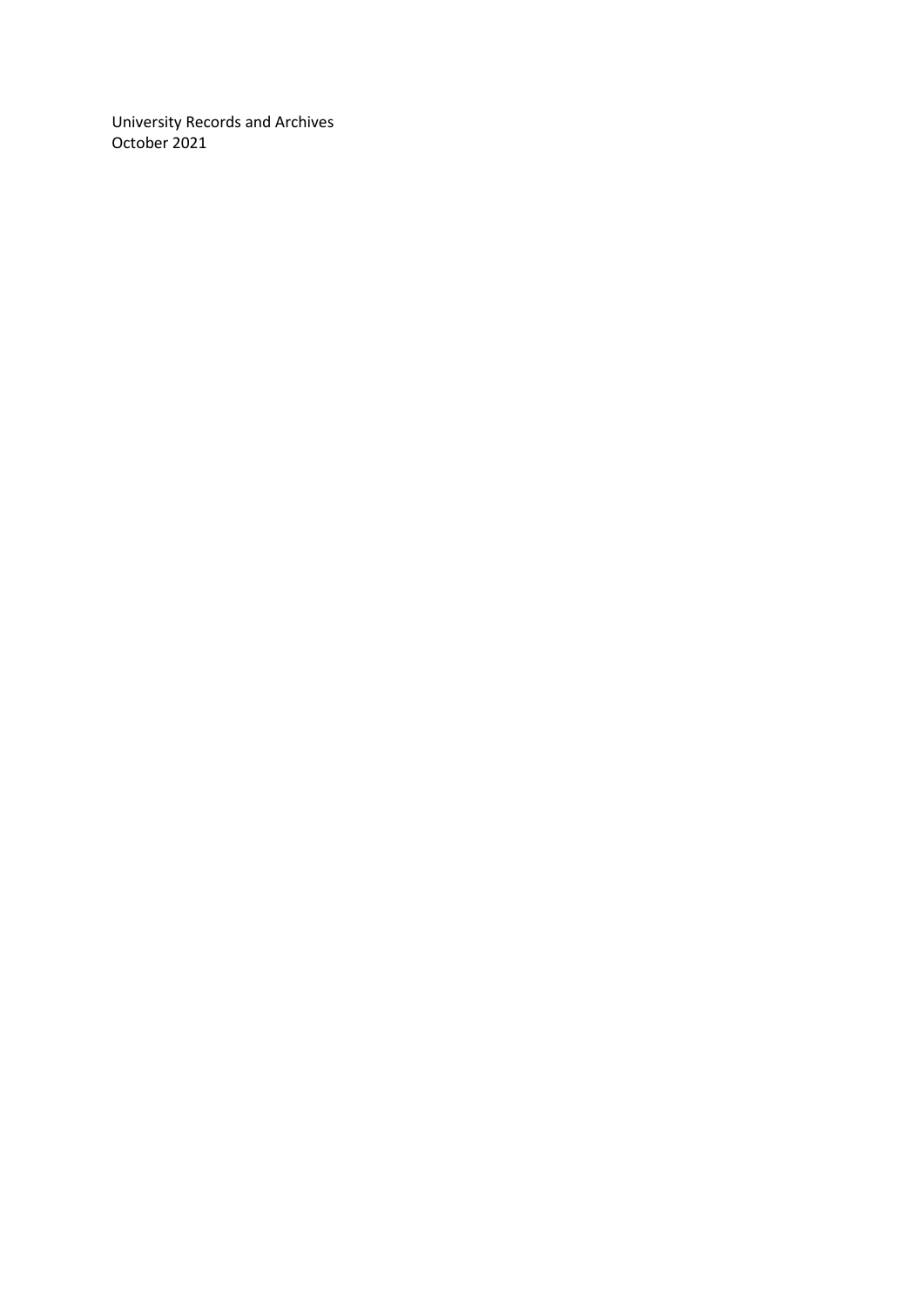University Records and Archives
October 2021